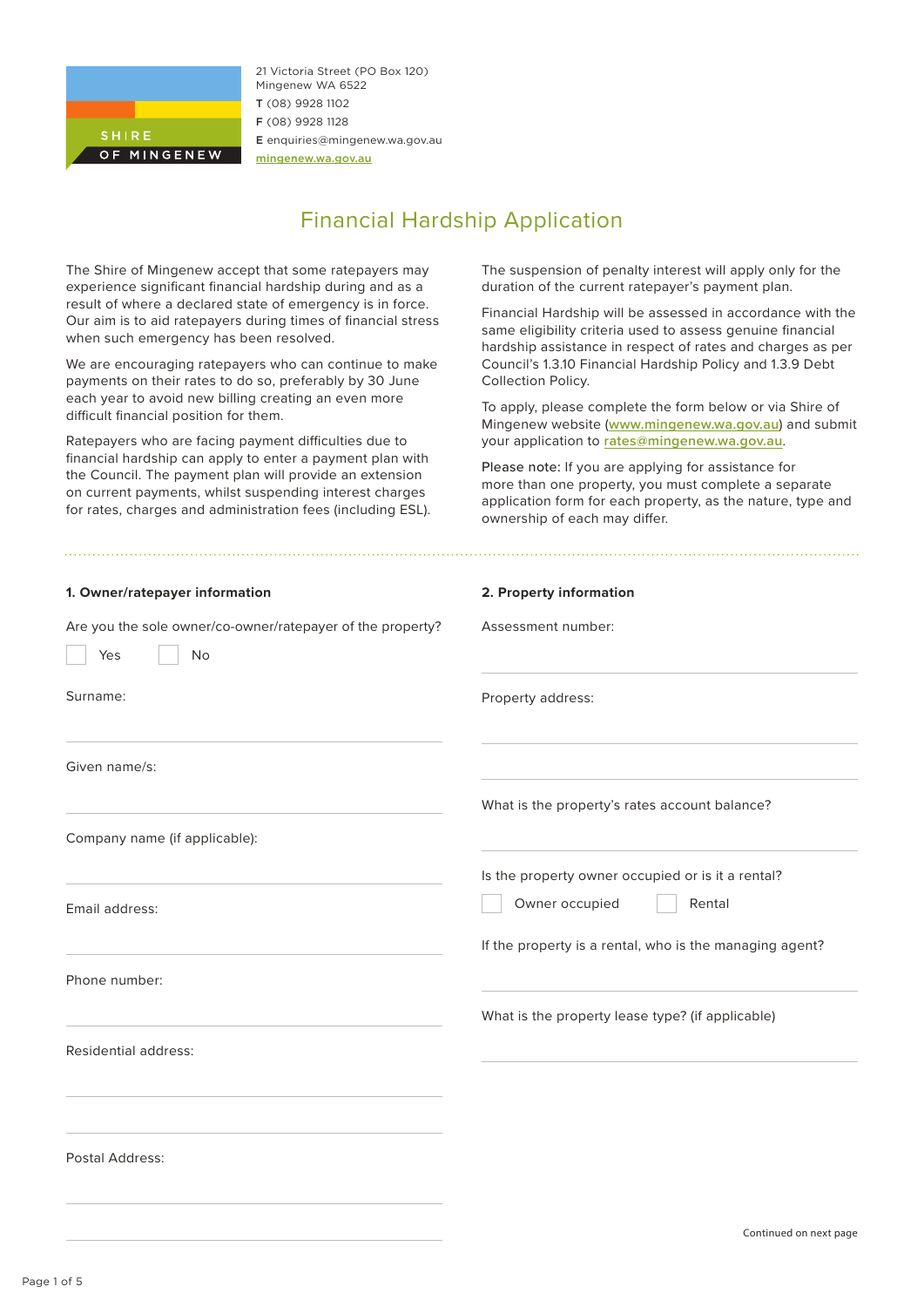SHIRE OF MINGENEW

21 Victoria Street (PO Box 120)
Mingenew WA 6522
**T** (08) 9928 1102
**F** (08) 9928 1128
**E** enquiries@mingenew.wa.gov.au
mingenew.wa.gov.au

# Financial Hardship Application

The Shire of Mingenew accept that some ratepayers may experience significant financial hardship during and as a result of where a declared state of emergency is in force. Our aim is to aid ratepayers during times of financial stress when such emergency has been resolved.

We are encouraging ratepayers who can continue to make payments on their rates to do so, preferably by 30 June each year to avoid new billing creating an even more difficult financial position for them.

Ratepayers who are facing payment difficulties due to financial hardship can apply to enter a payment plan with the Council. The payment plan will provide an extension on current payments, whilst suspending interest charges for rates, charges and administration fees (including ESL).

The suspension of penalty interest will apply only for the duration of the current ratepayer's payment plan.

Financial Hardship will be assessed in accordance with the same eligibility criteria used to assess genuine financial hardship assistance in respect of rates and charges as per Council's 1.3.10 Financial Hardship Policy and 1.3.9 Debt Collection Policy.

To apply, please complete the form below or via Shire of Mingenew website (www.mingenew.wa.gov.au) and submit your application to rates@mingenew.wa.gov.au.

Please note: If you are applying for assistance for more than one property, you must complete a separate application form for each property, as the nature, type and ownership of each may differ.

---

### 1. Owner/ratepayer information

Are you the sole owner/co-owner/ratepayer of the property?

☐ Yes ☐ No

Surname:

Given name/s:

Company name (if applicable):

Email address:

Phone number:

Residential address:

Postal Address:

### 2. Property information

Assessment number:

Property address:

What is the property's rates account balance?

Is the property owner occupied or is it a rental?

☐ Owner occupied ☐ Rental

If the property is a rental, who is the managing agent?

What is the property lease type? (if applicable)

Continued on next page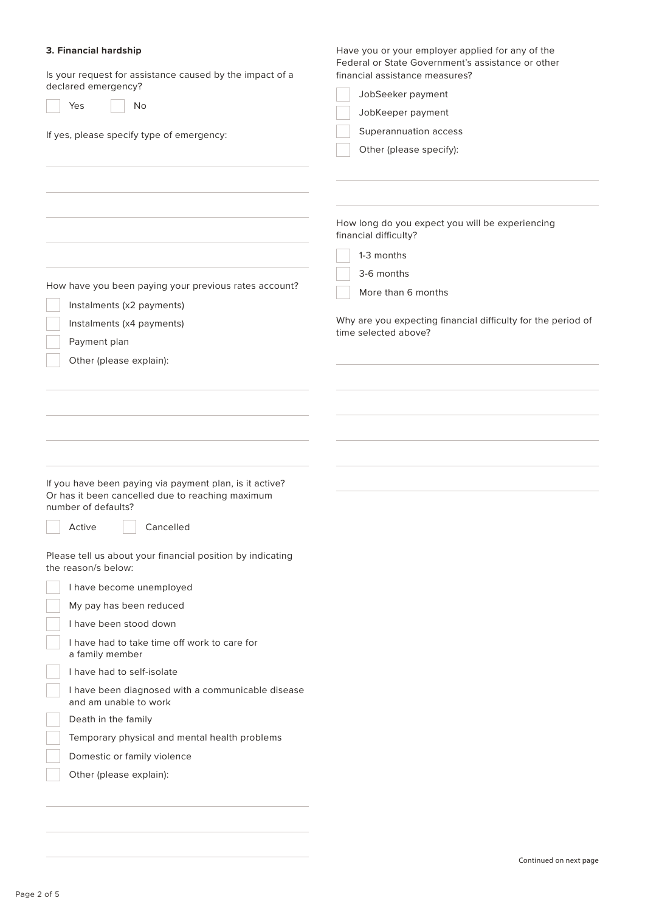### 3. Financial hardship

Is your request for assistance caused by the impact of a declared emergency?

- [ ] Yes
- [ ] No

If yes, please specify type of emergency:

How have you been paying your previous rates account?

- [ ] Instalments (x2 payments)
- [ ] Instalments (x4 payments)
- [ ] Payment plan
- [ ] Other (please explain):

If you have been paying via payment plan, is it active? Or has it been cancelled due to reaching maximum number of defaults?

- [ ] Active
- [ ] Cancelled

Please tell us about your financial position by indicating the reason/s below:

- [ ] I have become unemployed
- [ ] My pay has been reduced
- [ ] I have been stood down
- [ ] I have had to take time off work to care for a family member
- [ ] I have had to self-isolate
- [ ] I have been diagnosed with a communicable disease and am unable to work
- [ ] Death in the family
- [ ] Temporary physical and mental health problems
- [ ] Domestic or family violence
- [ ] Other (please explain):

Have you or your employer applied for any of the Federal or State Government's assistance or other financial assistance measures?

- [ ] JobSeeker payment
- [ ] JobKeeper payment
- [ ] Superannuation access
- [ ] Other (please specify):

How long do you expect you will be experiencing financial difficulty?

- [ ] 1-3 months
- [ ] 3-6 months
- [ ] More than 6 months

Why are you expecting financial difficulty for the period of time selected above?

Continued on next page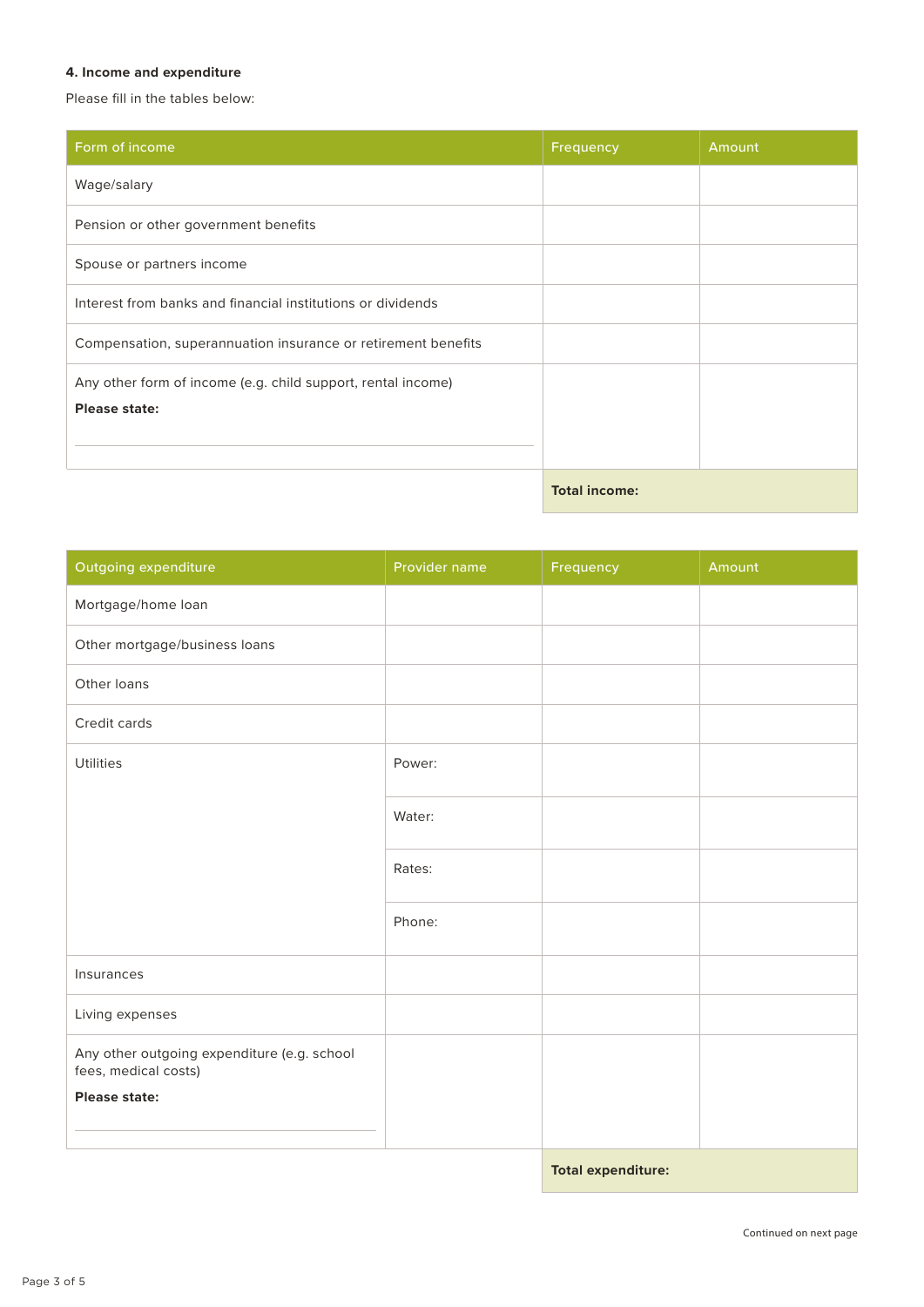**4. Income and expenditure**

Please fill in the tables below:

| Form of income | Frequency | Amount |
|---|---|---|
| Wage/salary | | |
| Pension or other government benefits | | |
| Spouse or partners income | | |
| Interest from banks and financial institutions or dividends | | |
| Compensation, superannuation insurance or retirement benefits | | |
| Any other form of income (e.g. child support, rental income) **Please state:** | | |
| | **Total income:** | |

| Outgoing expenditure | Provider name | Frequency | Amount |
|---|---|---|---|
| Mortgage/home loan | | | |
| Other mortgage/business loans | | | |
| Other loans | | | |
| Credit cards | | | |
| Utilities | Power: | | |
| | Water: | | |
| | Rates: | | |
| | Phone: | | |
| Insurances | | | |
| Living expenses | | | |
| Any other outgoing expenditure (e.g. school fees, medical costs) **Please state:** | | | |
| | | **Total expenditure:** | |

Continued on next page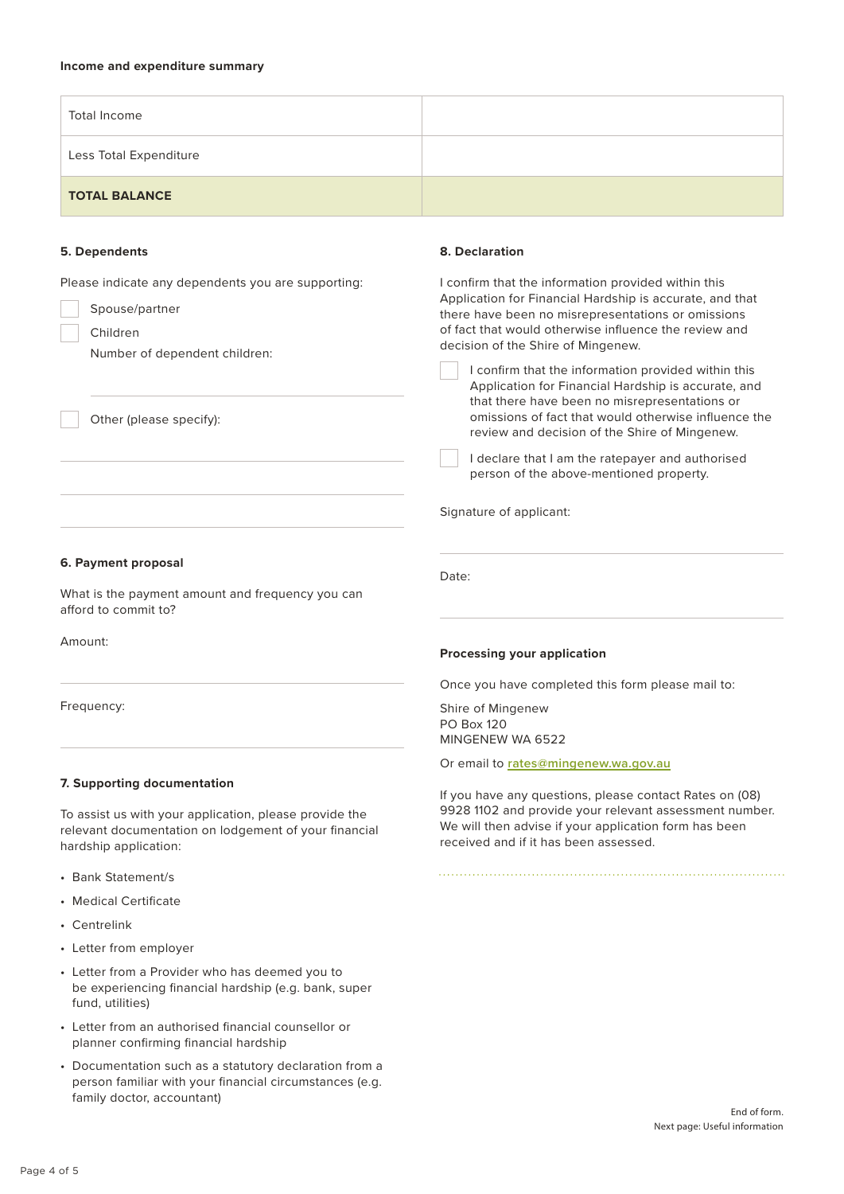**Income and expenditure summary**

| | |
|---|---|
| Total Income | |
| Less Total Expenditure | |
| **TOTAL BALANCE** | |

### 5. Dependents

Please indicate any dependents you are supporting:

- ☐ Spouse/partner
- ☐ Children

  Number of dependent children:

- ☐ Other (please specify):

### 6. Payment proposal

What is the payment amount and frequency you can afford to commit to?

Amount:

Frequency:

### 7. Supporting documentation

To assist us with your application, please provide the relevant documentation on lodgement of your financial hardship application:

- Bank Statement/s
- Medical Certificate
- Centrelink
- Letter from employer
- Letter from a Provider who has deemed you to be experiencing financial hardship (e.g. bank, super fund, utilities)
- Letter from an authorised financial counsellor or planner confirming financial hardship
- Documentation such as a statutory declaration from a person familiar with your financial circumstances (e.g. family doctor, accountant)

### 8. Declaration

I confirm that the information provided within this Application for Financial Hardship is accurate, and that there have been no misrepresentations or omissions of fact that would otherwise influence the review and decision of the Shire of Mingenew.

- ☐ I confirm that the information provided within this Application for Financial Hardship is accurate, and that there have been no misrepresentations or omissions of fact that would otherwise influence the review and decision of the Shire of Mingenew.
- ☐ I declare that I am the ratepayer and authorised person of the above-mentioned property.

Signature of applicant:

Date:

### Processing your application

Once you have completed this form please mail to:

Shire of Mingenew
PO Box 120
MINGENEW WA 6522

Or email to **rates@mingenew.wa.gov.au**

If you have any questions, please contact Rates on (08) 9928 1102 and provide your relevant assessment number. We will then advise if your application form has been received and if it has been assessed.

End of form.
Next page: Useful information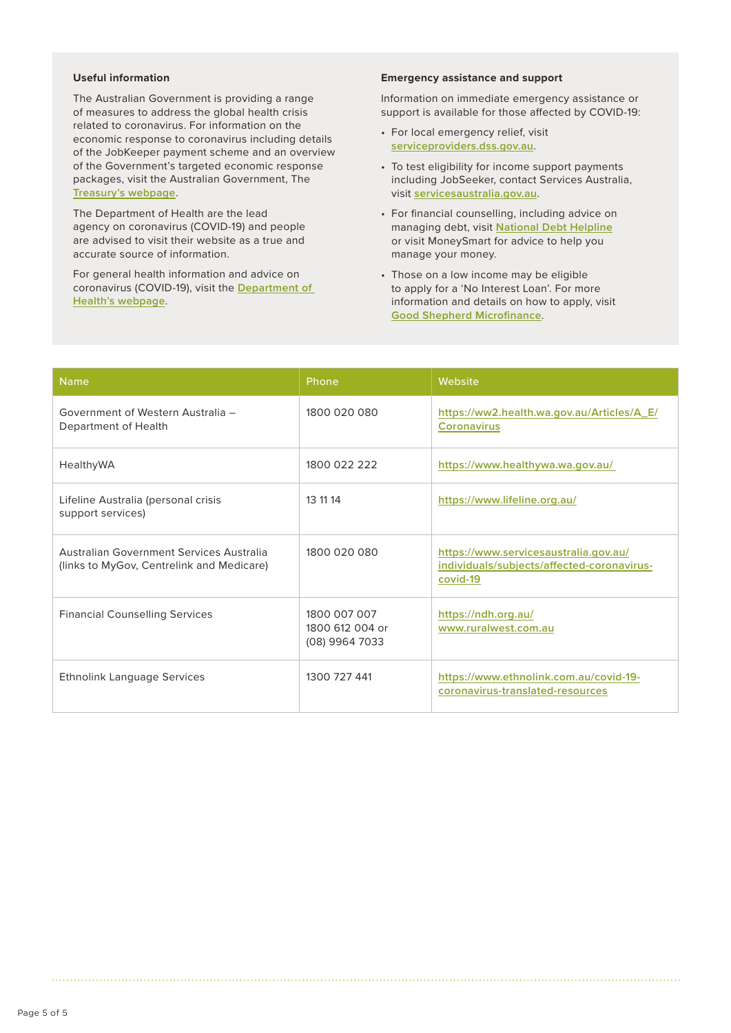### Useful information

The Australian Government is providing a range of measures to address the global health crisis related to coronavirus. For information on the economic response to coronavirus including details of the JobKeeper payment scheme and an overview of the Government's targeted economic response packages, visit the Australian Government, The Treasury's webpage.

The Department of Health are the lead agency on coronavirus (COVID-19) and people are advised to visit their website as a true and accurate source of information.

For general health information and advice on coronavirus (COVID-19), visit the Department of Health's webpage.

### Emergency assistance and support

Information on immediate emergency assistance or support is available for those affected by COVID-19:

- For local emergency relief, visit serviceproviders.dss.gov.au.
- To test eligibility for income support payments including JobSeeker, contact Services Australia, visit servicesaustralia.gov.au.
- For financial counselling, including advice on managing debt, visit National Debt Helpline or visit MoneySmart for advice to help you manage your money.
- Those on a low income may be eligible to apply for a 'No Interest Loan'. For more information and details on how to apply, visit Good Shepherd Microfinance.

| Name | Phone | Website |
|---|---|---|
| Government of Western Australia – Department of Health | 1800 020 080 | https://ww2.health.wa.gov.au/Articles/A_E/Coronavirus |
| HealthyWA | 1800 022 222 | https://www.healthywa.wa.gov.au/ |
| Lifeline Australia (personal crisis support services) | 13 11 14 | https://www.lifeline.org.au/ |
| Australian Government Services Australia (links to MyGov, Centrelink and Medicare) | 1800 020 080 | https://www.servicesaustralia.gov.au/individuals/subjects/affected-coronavirus-covid-19 |
| Financial Counselling Services | 1800 007 007<br>1800 612 004 or<br>(08) 9964 7033 | https://ndh.org.au/<br>www.ruralwest.com.au |
| Ethnolink Language Services | 1300 727 441 | https://www.ethnolink.com.au/covid-19-coronavirus-translated-resources |